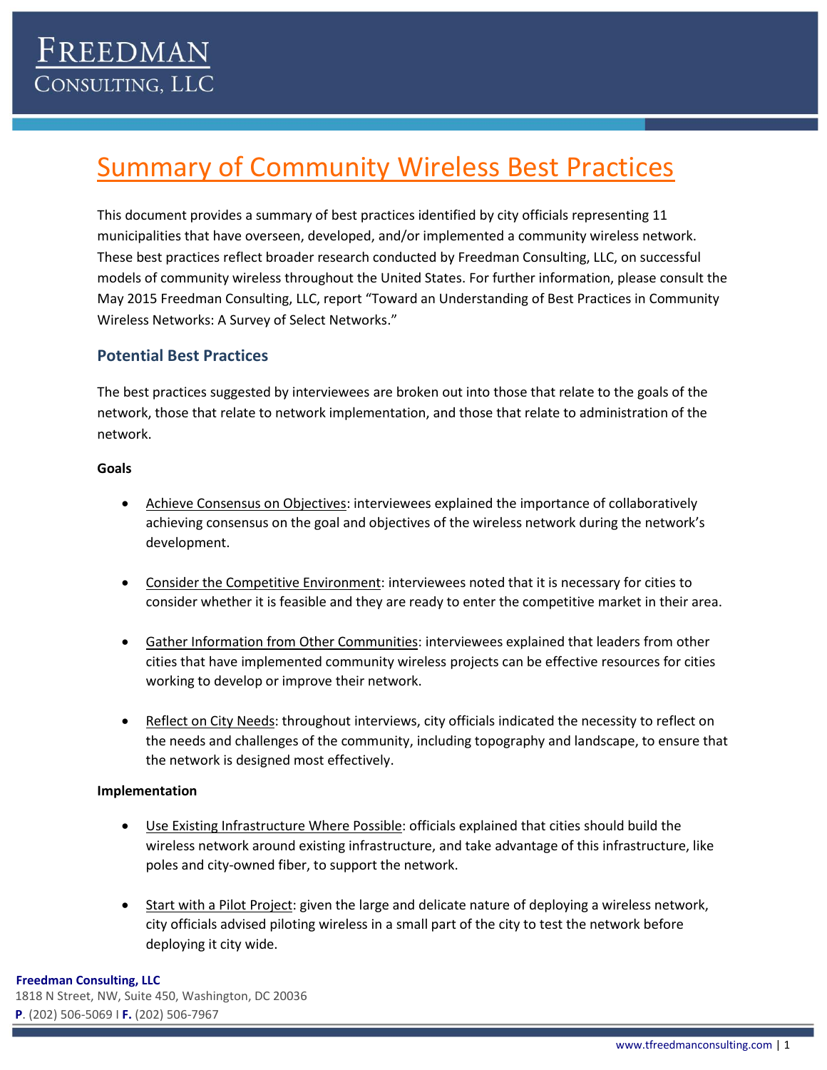# Summary of Community Wireless Best Practices

This document provides a summary of best practices identified by city officials representing 11 municipalities that have overseen, developed, and/or implemented a community wireless network. These best practices reflect broader research conducted by Freedman Consulting, LLC, on successful models of community wireless throughout the United States. For further information, please consult the May 2015 Freedman Consulting, LLC, report "Toward an Understanding of Best Practices in Community Wireless Networks: A Survey of Select Networks."

## Potential Best Practices

The best practices suggested by interviewees are broken out into those that relate to the goals of the network, those that relate to network implementation, and those that relate to administration of the network.

**Goals**

- Achieve Consensus on Objectives: interviewees explained the importance of collaboratively achieving consensus on the goal and objectives of the wireless network during the network's development.
- Consider the Competitive Environment: interviewees noted that it is necessary for cities to consider whether it is feasible and they are ready to enter the competitive market in their area.
- Gather Information from Other Communities: interviewees explained that leaders from other cities that have implemented community wireless projects can be effective resources for cities working to develop or improve their network.
- Reflect on City Needs: throughout interviews, city officials indicated the necessity to reflect on the needs and challenges of the community, including topography and landscape, to ensure that the network is designed most effectively.

**Implementation**

- Use Existing Infrastructure Where Possible: officials explained that cities should build the wireless network around existing infrastructure, and take advantage of this infrastructure, like poles and city-owned fiber, to support the network.
- Start with a Pilot Project: given the large and delicate nature of deploying a wireless network, city officials advised piloting wireless in a small part of the city to test the network before deploying it city wide.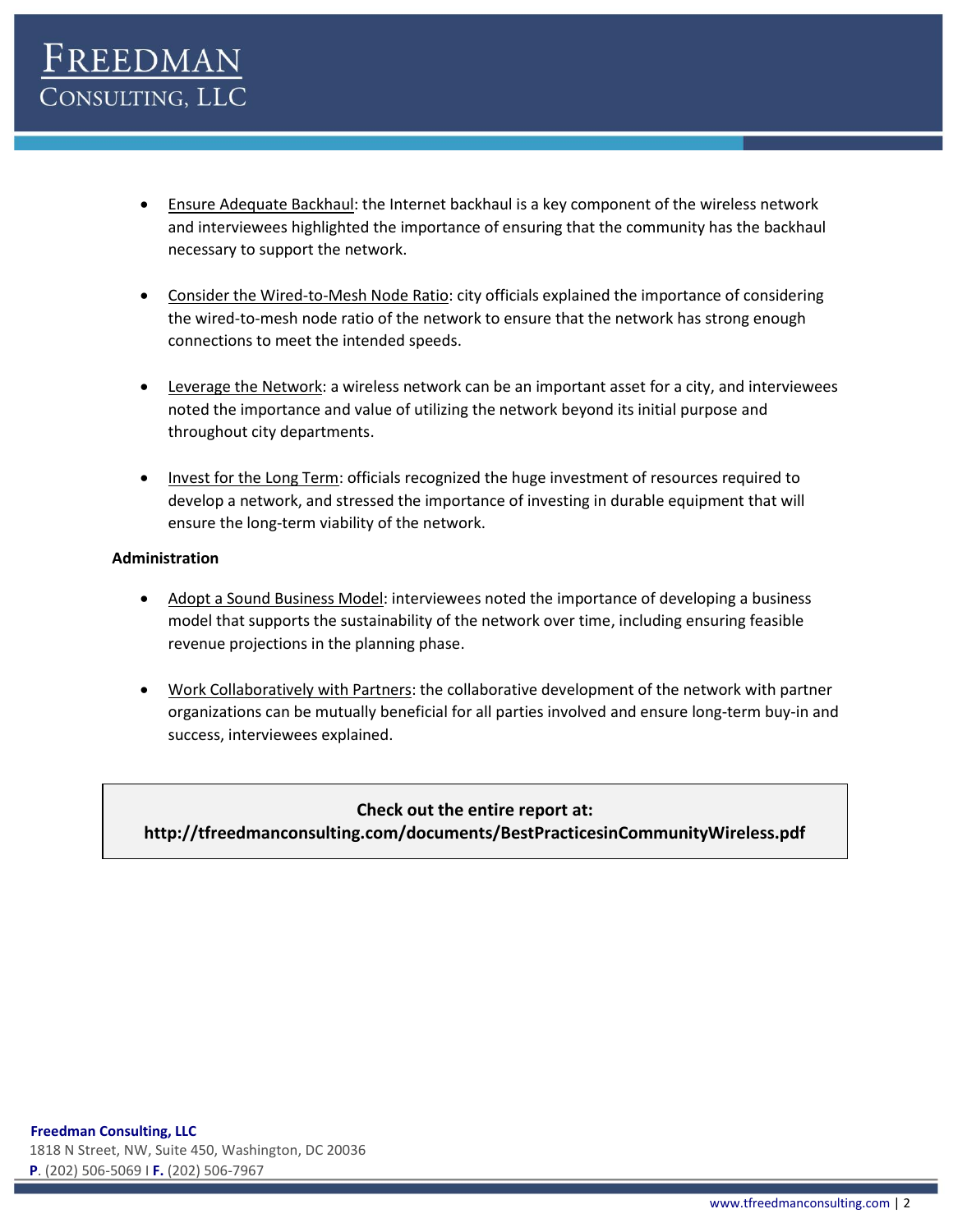- Ensure Adequate Backhaul: the Internet backhaul is a key component of the wireless network and interviewees highlighted the importance of ensuring that the community has the backhaul necessary to support the network.

- Consider the Wired-to-Mesh Node Ratio: city officials explained the importance of considering the wired-to-mesh node ratio of the network to ensure that the network has strong enough connections to meet the intended speeds.

- Leverage the Network: a wireless network can be an important asset for a city, and interviewees noted the importance and value of utilizing the network beyond its initial purpose and throughout city departments.

- Invest for the Long Term: officials recognized the huge investment of resources required to develop a network, and stressed the importance of investing in durable equipment that will ensure the long-term viability of the network.

**Administration**

- Adopt a Sound Business Model: interviewees noted the importance of developing a business model that supports the sustainability of the network over time, including ensuring feasible revenue projections in the planning phase.

- Work Collaboratively with Partners: the collaborative development of the network with partner organizations can be mutually beneficial for all parties involved and ensure long-term buy-in and success, interviewees explained.

**Check out the entire report at:**
**http://tfreedmanconsulting.com/documents/BestPracticesinCommunityWireless.pdf**

**Freedman Consulting, LLC**
1818 N Street, NW, Suite 450, Washington, DC 20036
**P**. (202) 506-5069 I **F.** (202) 506-7967

www.tfreedmanconsulting.com